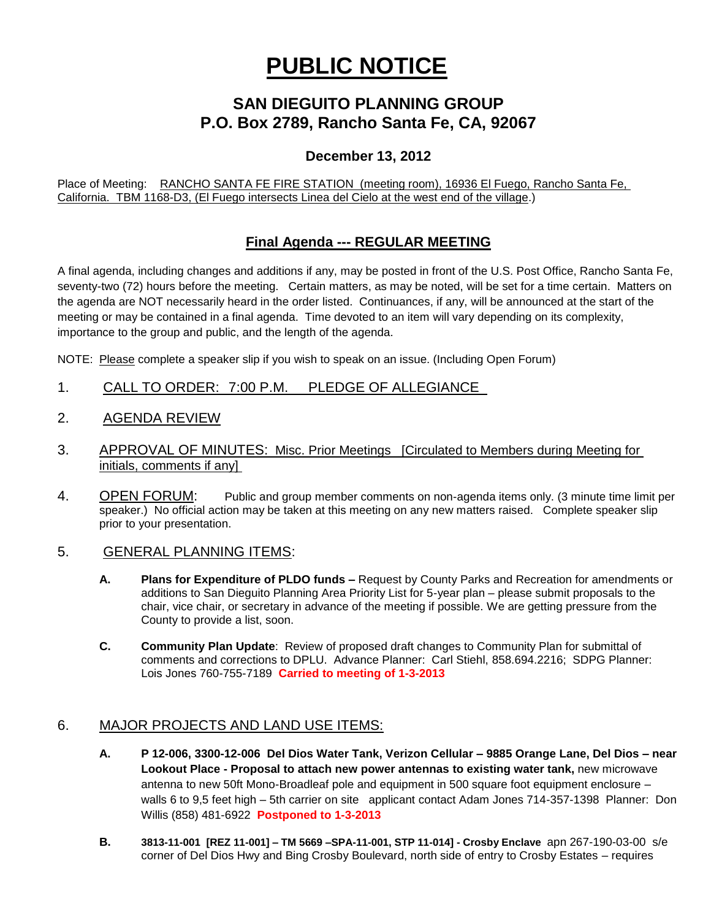# PUBLIC NOTICE

## SAN DIEGUITO PLANNING GROUP
## P.O. Box 2789, Rancho Santa Fe, CA, 92067

### December 13, 2012

Place of Meeting: RANCHO SANTA FE FIRE STATION (meeting room), 16936 El Fuego, Rancho Santa Fe, California. TBM 1168-D3, (El Fuego intersects Linea del Cielo at the west end of the village.)

## Final Agenda --- REGULAR MEETING

A final agenda, including changes and additions if any, may be posted in front of the U.S. Post Office, Rancho Santa Fe, seventy-two (72) hours before the meeting. Certain matters, as may be noted, will be set for a time certain. Matters on the agenda are NOT necessarily heard in the order listed. Continuances, if any, will be announced at the start of the meeting or may be contained in a final agenda. Time devoted to an item will vary depending on its complexity, importance to the group and public, and the length of the agenda.

NOTE: Please complete a speaker slip if you wish to speak on an issue. (Including Open Forum)

1. CALL TO ORDER: 7:00 P.M. PLEDGE OF ALLEGIANCE

2. AGENDA REVIEW

3. APPROVAL OF MINUTES: Misc. Prior Meetings [Circulated to Members during Meeting for initials, comments if any]

4. OPEN FORUM: Public and group member comments on non-agenda items only. (3 minute time limit per speaker.) No official action may be taken at this meeting on any new matters raised. Complete speaker slip prior to your presentation.

5. GENERAL PLANNING ITEMS:

   **A. Plans for Expenditure of PLDO funds –** Request by County Parks and Recreation for amendments or additions to San Dieguito Planning Area Priority List for 5-year plan – please submit proposals to the chair, vice chair, or secretary in advance of the meeting if possible. We are getting pressure from the County to provide a list, soon.

   **C. Community Plan Update**: Review of proposed draft changes to Community Plan for submittal of comments and corrections to DPLU. Advance Planner: Carl Stiehl, 858.694.2216; SDPG Planner: Lois Jones 760-755-7189 **Carried to meeting of 1-3-2013**

6. MAJOR PROJECTS AND LAND USE ITEMS:

   **A. P 12-006, 3300-12-006 Del Dios Water Tank, Verizon Cellular – 9885 Orange Lane, Del Dios – near Lookout Place - Proposal to attach new power antennas to existing water tank,** new microwave antenna to new 50ft Mono-Broadleaf pole and equipment in 500 square foot equipment enclosure – walls 6 to 9,5 feet high – 5th carrier on site applicant contact Adam Jones 714-357-1398 Planner: Don Willis (858) 481-6922 **Postponed to 1-3-2013**

   **B. 3813-11-001 [REZ 11-001] – TM 5669 –SPA-11-001, STP 11-014] - Crosby Enclave** apn 267-190-03-00 s/e corner of Del Dios Hwy and Bing Crosby Boulevard, north side of entry to Crosby Estates – requires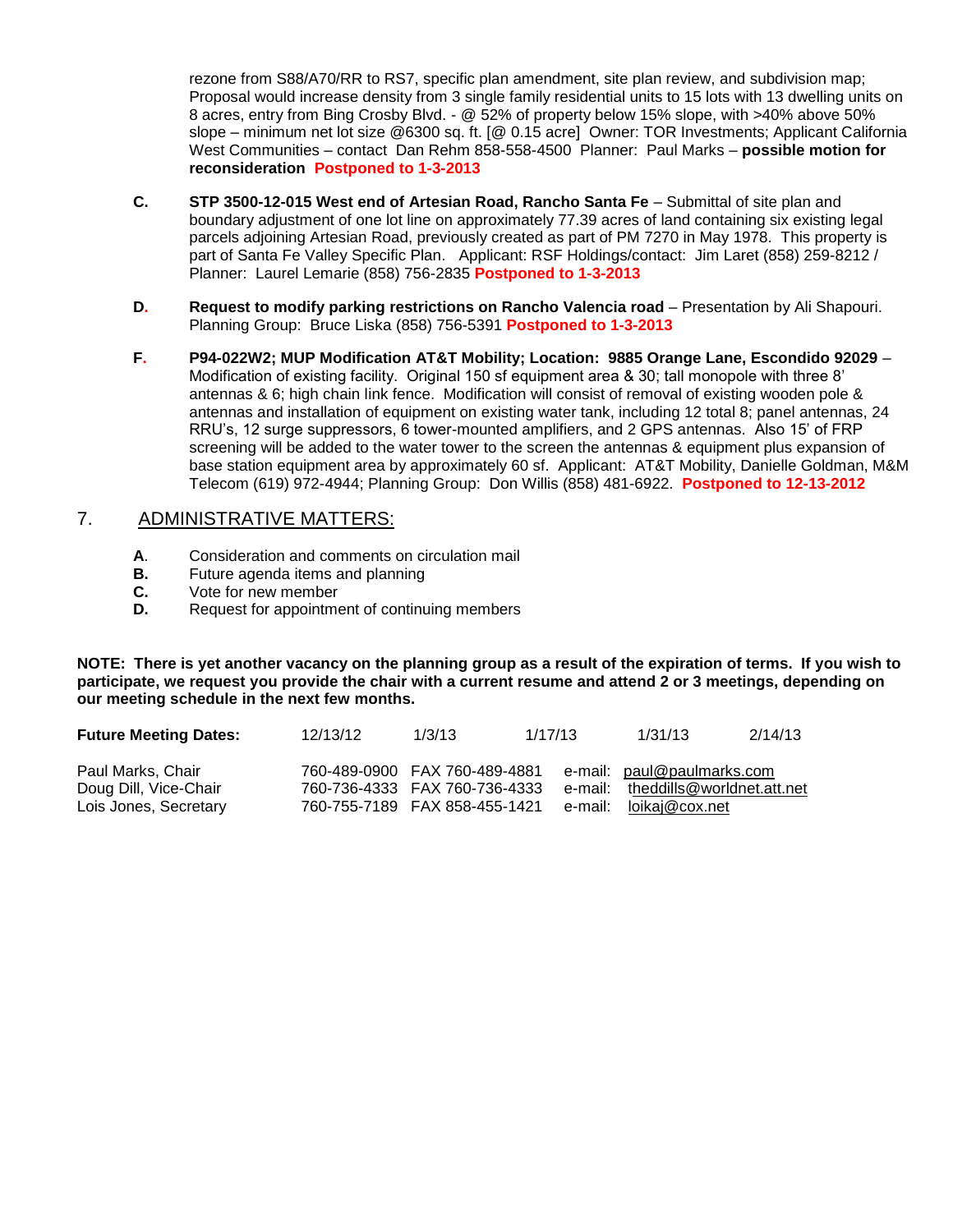rezone from S88/A70/RR to RS7, specific plan amendment, site plan review, and subdivision map; Proposal would increase density from 3 single family residential units to 15 lots with 13 dwelling units on 8 acres, entry from Bing Crosby Blvd. - @ 52% of property below 15% slope, with >40% above 50% slope – minimum net lot size @6300 sq. ft. [@ 0.15 acre] Owner: TOR Investments; Applicant California West Communities – contact Dan Rehm 858-558-4500 Planner: Paul Marks – **possible motion for reconsideration** **Postponed to 1-3-2013**

**C.** **STP 3500-12-015 West end of Artesian Road, Rancho Santa Fe** – Submittal of site plan and boundary adjustment of one lot line on approximately 77.39 acres of land containing six existing legal parcels adjoining Artesian Road, previously created as part of PM 7270 in May 1978. This property is part of Santa Fe Valley Specific Plan. Applicant: RSF Holdings/contact: Jim Laret (858) 259-8212 / Planner: Laurel Lemarie (858) 756-2835 **Postponed to 1-3-2013**

**D.** **Request to modify parking restrictions on Rancho Valencia road** – Presentation by Ali Shapouri. Planning Group: Bruce Liska (858) 756-5391 **Postponed to 1-3-2013**

**F.** **P94-022W2; MUP Modification AT&T Mobility; Location: 9885 Orange Lane, Escondido 92029** – Modification of existing facility. Original 150 sf equipment area & 30; tall monopole with three 8' antennas & 6; high chain link fence. Modification will consist of removal of existing wooden pole & antennas and installation of equipment on existing water tank, including 12 total 8; panel antennas, 24 RRU's, 12 surge suppressors, 6 tower-mounted amplifiers, and 2 GPS antennas. Also 15' of FRP screening will be added to the water tower to the screen the antennas & equipment plus expansion of base station equipment area by approximately 60 sf. Applicant: AT&T Mobility, Danielle Goldman, M&M Telecom (619) 972-4944; Planning Group: Don Willis (858) 481-6922. **Postponed to 12-13-2012**

## 7. ADMINISTRATIVE MATTERS:

**A.** Consideration and comments on circulation mail
**B.** Future agenda items and planning
**C.** Vote for new member
**D.** Request for appointment of continuing members

**NOTE: There is yet another vacancy on the planning group as a result of the expiration of terms. If you wish to participate, we request you provide the chair with a current resume and attend 2 or 3 meetings, depending on our meeting schedule in the next few months.**

**Future Meeting Dates:** 12/13/12 1/3/13 1/17/13 1/31/13 2/14/13

| | | | |
|---|---|---|---|
| Paul Marks, Chair | 760-489-0900 | FAX 760-489-4881 | e-mail: paul@paulmarks.com |
| Doug Dill, Vice-Chair | 760-736-4333 | FAX 760-736-4333 | e-mail: theddills@worldnet.att.net |
| Lois Jones, Secretary | 760-755-7189 | FAX 858-455-1421 | e-mail: loikaj@cox.net |